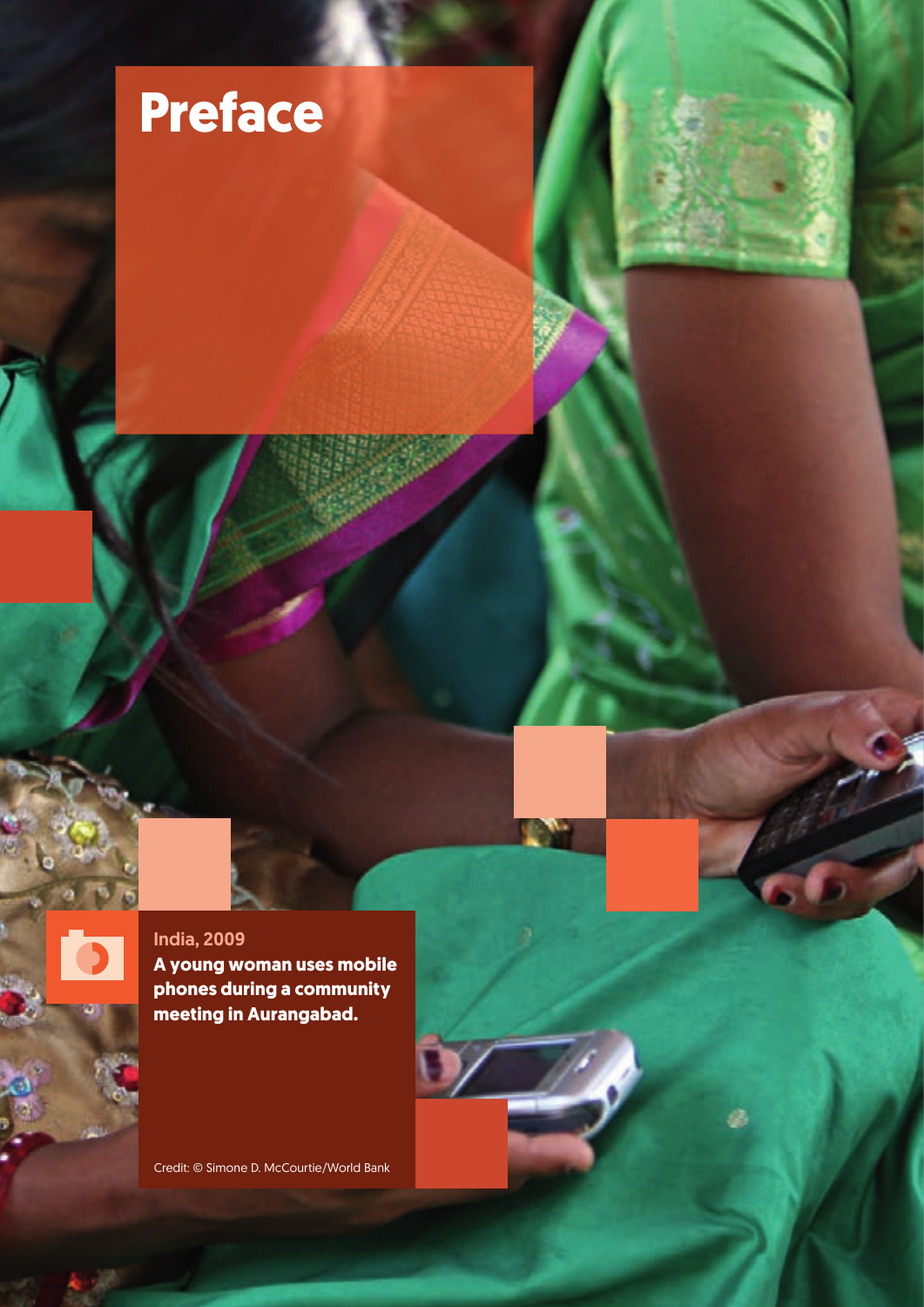# Preface

India, 2009

**A young woman uses mobile phones during a community meeting in Aurangabad.**

Credit: © Simone D. McCourtie/World Bank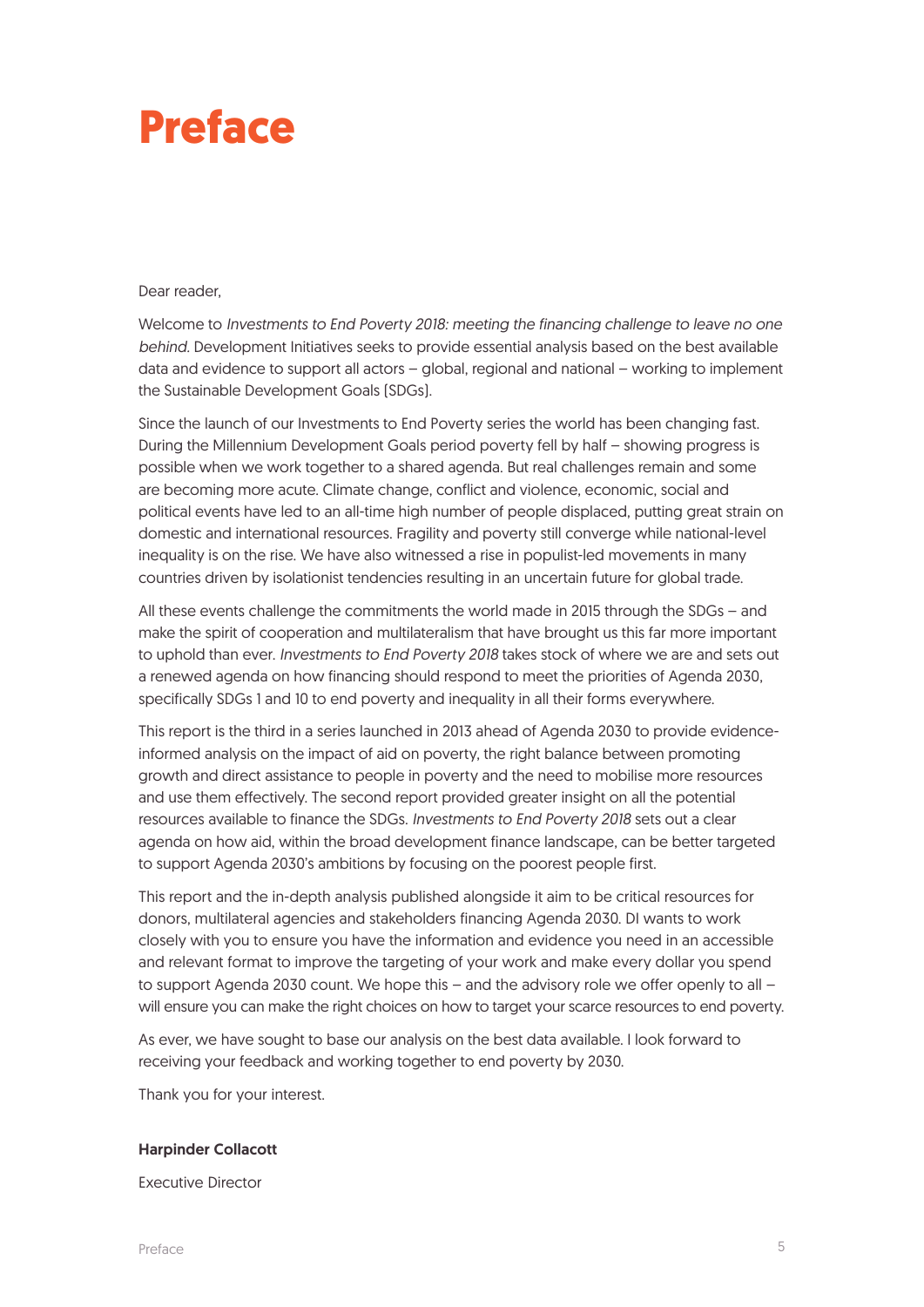# Preface

Dear reader,

Welcome to *Investments to End Poverty 2018: meeting the financing challenge to leave no one behind.* Development Initiatives seeks to provide essential analysis based on the best available data and evidence to support all actors – global, regional and national – working to implement the Sustainable Development Goals (SDGs).

Since the launch of our Investments to End Poverty series the world has been changing fast. During the Millennium Development Goals period poverty fell by half – showing progress is possible when we work together to a shared agenda. But real challenges remain and some are becoming more acute. Climate change, conflict and violence, economic, social and political events have led to an all-time high number of people displaced, putting great strain on domestic and international resources. Fragility and poverty still converge while national-level inequality is on the rise. We have also witnessed a rise in populist-led movements in many countries driven by isolationist tendencies resulting in an uncertain future for global trade.

All these events challenge the commitments the world made in 2015 through the SDGs – and make the spirit of cooperation and multilateralism that have brought us this far more important to uphold than ever. *Investments to End Poverty 2018* takes stock of where we are and sets out a renewed agenda on how financing should respond to meet the priorities of Agenda 2030, specifically SDGs 1 and 10 to end poverty and inequality in all their forms everywhere.

This report is the third in a series launched in 2013 ahead of Agenda 2030 to provide evidence-informed analysis on the impact of aid on poverty, the right balance between promoting growth and direct assistance to people in poverty and the need to mobilise more resources and use them effectively. The second report provided greater insight on all the potential resources available to finance the SDGs. *Investments to End Poverty 2018* sets out a clear agenda on how aid, within the broad development finance landscape, can be better targeted to support Agenda 2030's ambitions by focusing on the poorest people first.

This report and the in-depth analysis published alongside it aim to be critical resources for donors, multilateral agencies and stakeholders financing Agenda 2030. DI wants to work closely with you to ensure you have the information and evidence you need in an accessible and relevant format to improve the targeting of your work and make every dollar you spend to support Agenda 2030 count. We hope this – and the advisory role we offer openly to all – will ensure you can make the right choices on how to target your scarce resources to end poverty.

As ever, we have sought to base our analysis on the best data available. I look forward to receiving your feedback and working together to end poverty by 2030.

Thank you for your interest.

**Harpinder Collacott**

Executive Director